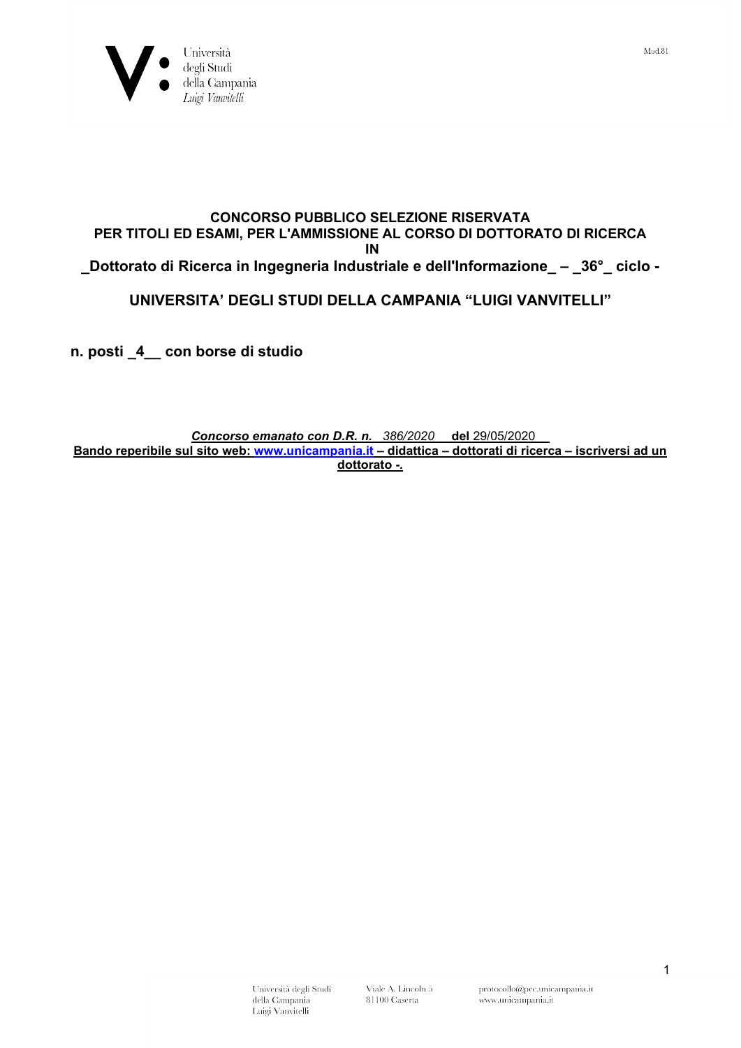**CONCORSO PUBBLICO SELEZIONE RISERVATA**
**PER TITOLI ED ESAMI, PER L'AMMISSIONE AL CORSO DI DOTTORATO DI RICERCA**
**IN**
**_Dottorato di Ricerca in Ingegneria Industriale e dell'Informazione_ – _36°_ ciclo -**

**UNIVERSITA' DEGLI STUDI DELLA CAMPANIA "LUIGI VANVITELLI"**

**n. posti _4__ con borse di studio**

***Concorso emanato con D.R. n.*** *386/2020* **del** 29/05/2020

**Bando reperibile sul sito web: www.unicampania.it – didattica – dottorati di ricerca – iscriversi ad un dottorato -.**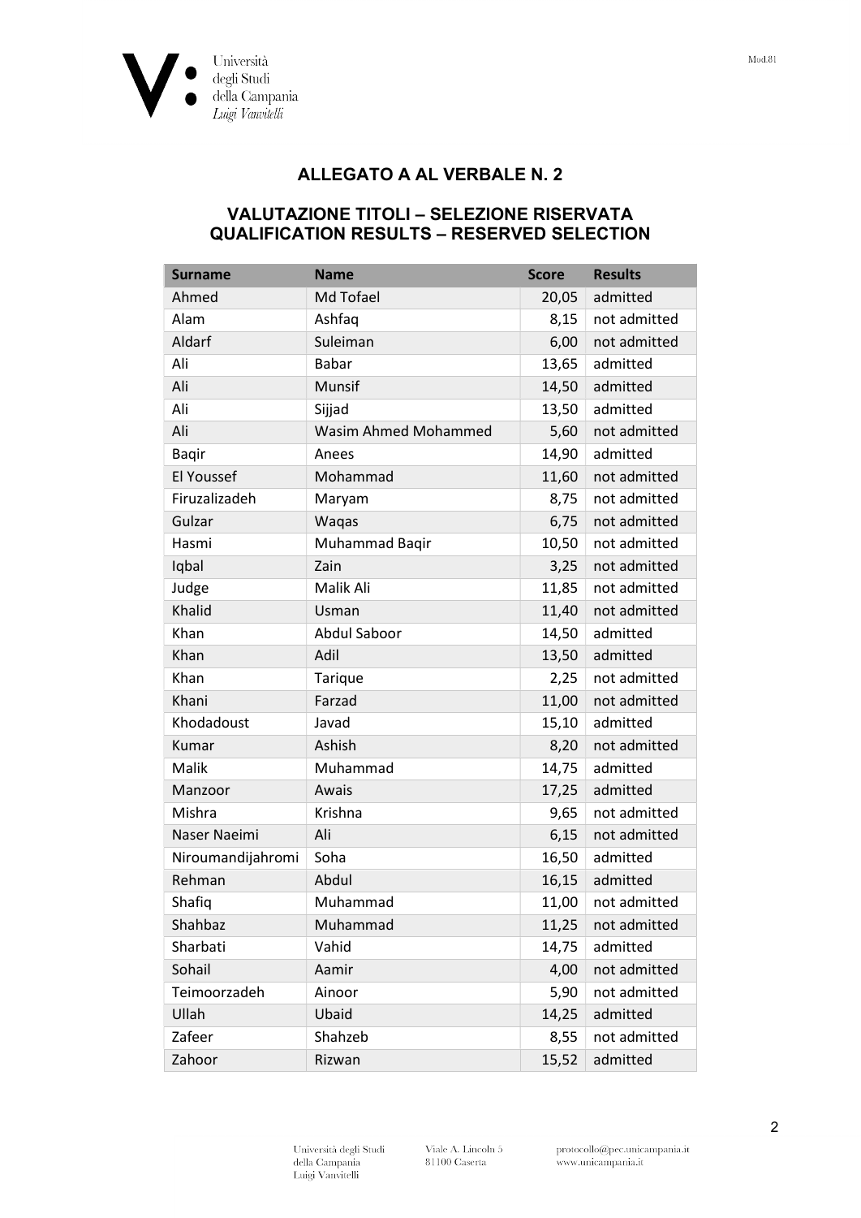## ALLEGATO A AL VERBALE N. 2

### VALUTAZIONE TITOLI – SELEZIONE RISERVATA
### QUALIFICATION RESULTS – RESERVED SELECTION

| Surname | Name | Score | Results |
|---|---|---|---|
| Ahmed | Md Tofael | 20,05 | admitted |
| Alam | Ashfaq | 8,15 | not admitted |
| Aldarf | Suleiman | 6,00 | not admitted |
| Ali | Babar | 13,65 | admitted |
| Ali | Munsif | 14,50 | admitted |
| Ali | Sijjad | 13,50 | admitted |
| Ali | Wasim Ahmed Mohammed | 5,60 | not admitted |
| Baqir | Anees | 14,90 | admitted |
| El Youssef | Mohammad | 11,60 | not admitted |
| Firuzalizadeh | Maryam | 8,75 | not admitted |
| Gulzar | Waqas | 6,75 | not admitted |
| Hasmi | Muhammad Baqir | 10,50 | not admitted |
| Iqbal | Zain | 3,25 | not admitted |
| Judge | Malik Ali | 11,85 | not admitted |
| Khalid | Usman | 11,40 | not admitted |
| Khan | Abdul Saboor | 14,50 | admitted |
| Khan | Adil | 13,50 | admitted |
| Khan | Tarique | 2,25 | not admitted |
| Khani | Farzad | 11,00 | not admitted |
| Khodadoust | Javad | 15,10 | admitted |
| Kumar | Ashish | 8,20 | not admitted |
| Malik | Muhammad | 14,75 | admitted |
| Manzoor | Awais | 17,25 | admitted |
| Mishra | Krishna | 9,65 | not admitted |
| Naser Naeimi | Ali | 6,15 | not admitted |
| Niroumandijahromi | Soha | 16,50 | admitted |
| Rehman | Abdul | 16,15 | admitted |
| Shafiq | Muhammad | 11,00 | not admitted |
| Shahbaz | Muhammad | 11,25 | not admitted |
| Sharbati | Vahid | 14,75 | admitted |
| Sohail | Aamir | 4,00 | not admitted |
| Teimoorzadeh | Ainoor | 5,90 | not admitted |
| Ullah | Ubaid | 14,25 | admitted |
| Zafeer | Shahzeb | 8,55 | not admitted |
| Zahoor | Rizwan | 15,52 | admitted |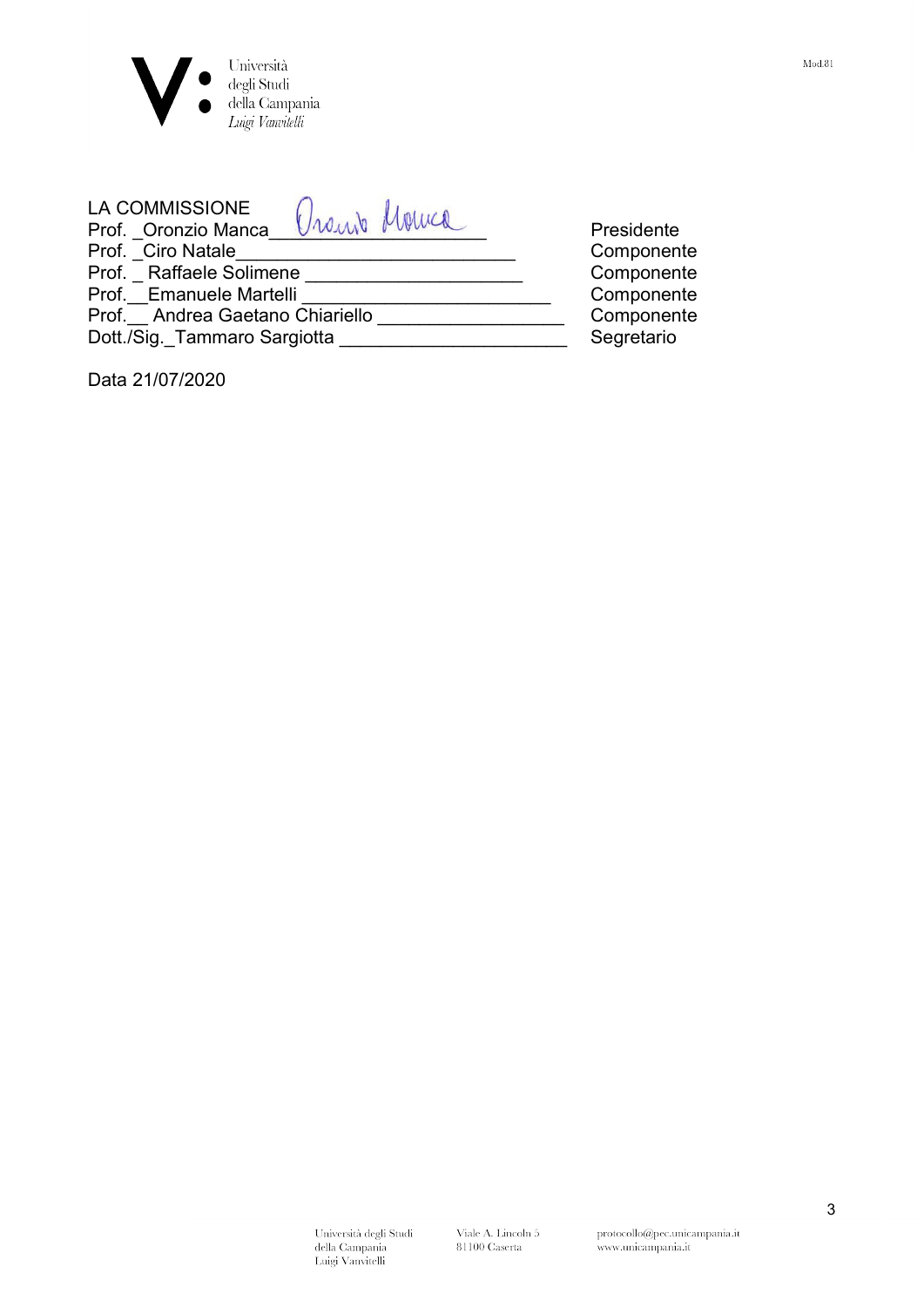LA COMMISSIONE

| | | |
|---|---|---|
| Prof. _Oronzio Manca | Oronzio Manca | Presidente |
| Prof. _Ciro Natale | ___________________________ | Componente |
| Prof. _ Raffaele Solimene | _____________________ | Componente |
| Prof.__Emanuele Martelli | ________________________ | Componente |
| Prof.__ Andrea Gaetano Chiariello | __________________ | Componente |
| Dott./Sig._Tammaro Sargiotta | ______________________ | Segretario |

Data 21/07/2020